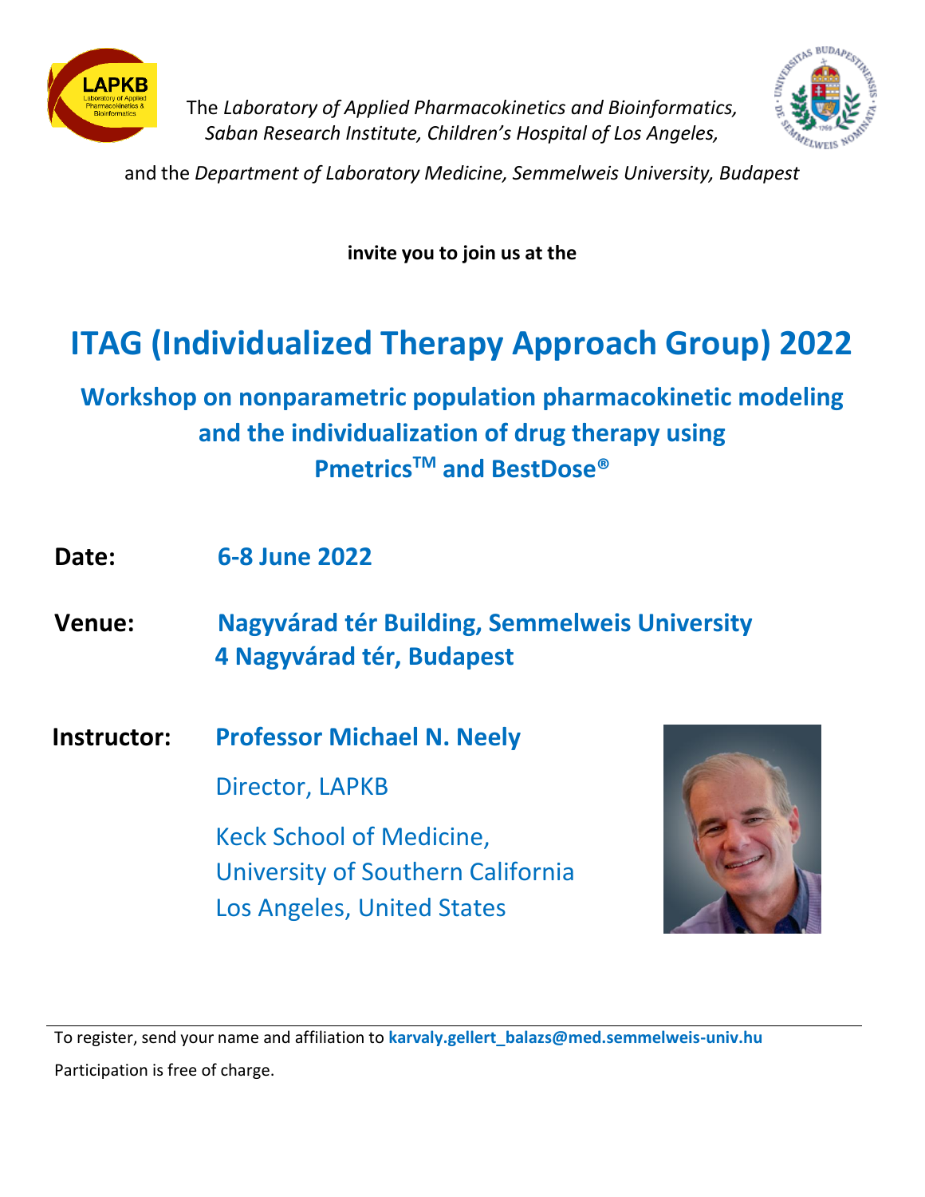The *Laboratory of Applied Pharmacokinetics and Bioinformatics, Saban Research Institute, Children's Hospital of Los Angeles,*

and the *Department of Laboratory Medicine, Semmelweis University, Budapest*

**invite you to join us at the**

# ITAG (Individualized Therapy Approach Group) 2022

## Workshop on nonparametric population pharmacokinetic modeling and the individualization of drug therapy using Pmetrics™ and BestDose®

**Date:** **6-8 June 2022**

**Venue:** **Nagyvárad tér Building, Semmelweis University**
**4 Nagyvárad tér, Budapest**

**Instructor:** **Professor Michael N. Neely**

Director, LAPKB

Keck School of Medicine,
University of Southern California
Los Angeles, United States

---

To register, send your name and affiliation to **karvaly.gellert_balazs@med.semmelweis-univ.hu**

Participation is free of charge.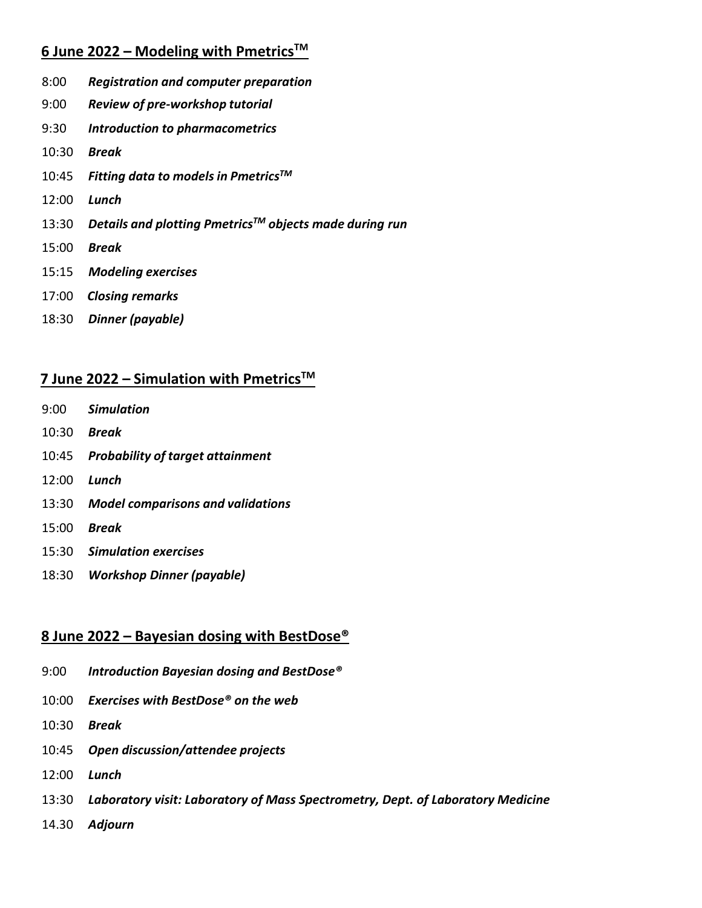## 6 June 2022 – Modeling with Pmetrics™

8:00 ***Registration and computer preparation***

9:00 ***Review of pre-workshop tutorial***

9:30 ***Introduction to pharmacometrics***

10:30 ***Break***

10:45 ***Fitting data to models in Pmetrics™***

12:00 ***Lunch***

13:30 ***Details and plotting Pmetrics™ objects made during run***

15:00 ***Break***

15:15 ***Modeling exercises***

17:00 ***Closing remarks***

18:30 ***Dinner (payable)***

## 7 June 2022 – Simulation with Pmetrics™

9:00 ***Simulation***

10:30 ***Break***

10:45 ***Probability of target attainment***

12:00 ***Lunch***

13:30 ***Model comparisons and validations***

15:00 ***Break***

15:30 ***Simulation exercises***

18:30 ***Workshop Dinner (payable)***

## 8 June 2022 – Bayesian dosing with BestDose®

9:00 ***Introduction Bayesian dosing and BestDose®***

10:00 ***Exercises with BestDose® on the web***

10:30 ***Break***

10:45 ***Open discussion/attendee projects***

12:00 ***Lunch***

13:30 ***Laboratory visit: Laboratory of Mass Spectrometry, Dept. of Laboratory Medicine***

14.30 ***Adjourn***